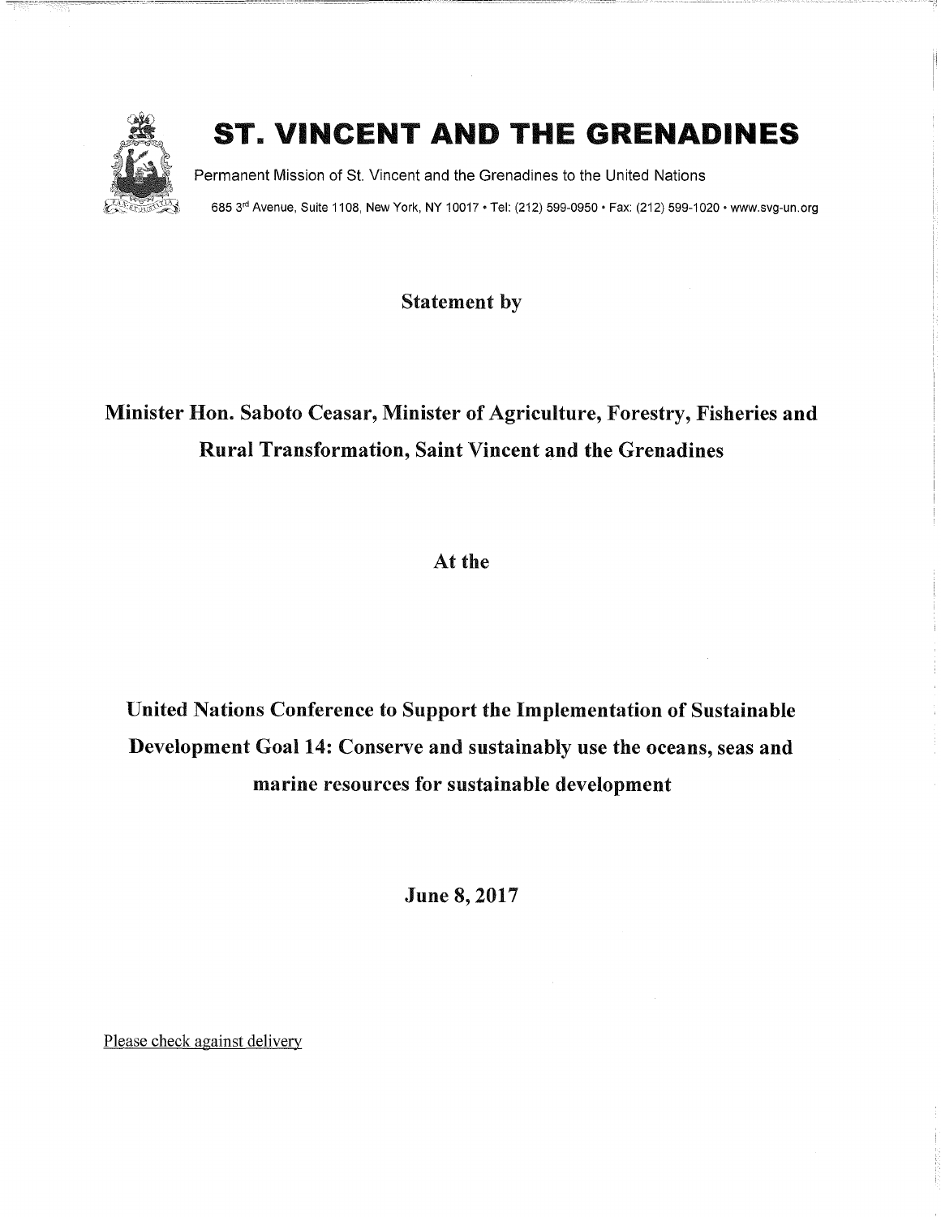# ST. VINCENT AND THE GRENADINES

Permanent Mission of St. Vincent and the Grenadines to the United Nations

685 3rd Avenue, Suite 1108, New York, NY 10017 • Tel: (212) 599-0950 • Fax: (212) 599-1020 • www.svg-un.org

**Statement by**

**Minister Hon. Saboto Ceasar, Minister of Agriculture, Forestry, Fisheries and Rural Transformation, Saint Vincent and the Grenadines**

**At the**

**United Nations Conference to Support the Implementation of Sustainable Development Goal 14: Conserve and sustainably use the oceans, seas and marine resources for sustainable development**

**June 8, 2017**

Please check against delivery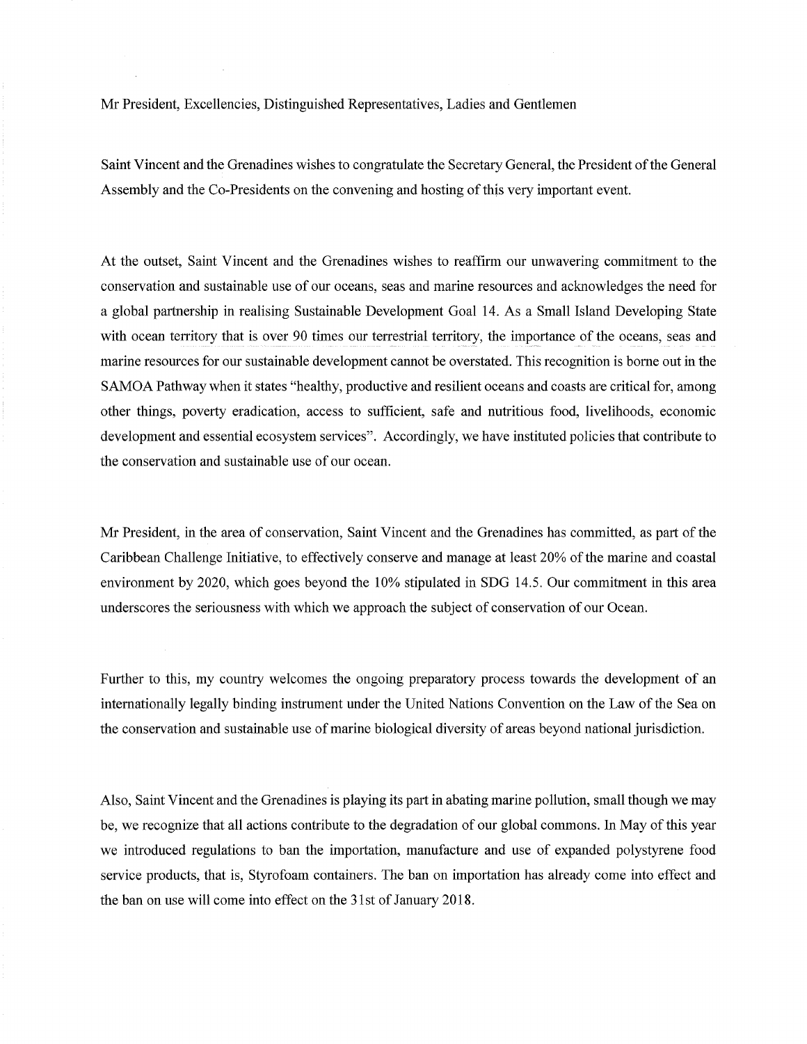Mr President, Excellencies, Distinguished Representatives, Ladies and Gentlemen

Saint Vincent and the Grenadines wishes to congratulate the Secretary General, the President of the General Assembly and the Co-Presidents on the convening and hosting of this very important event.

At the outset, Saint Vincent and the Grenadines wishes to reaffirm our unwavering commitment to the conservation and sustainable use of our oceans, seas and marine resources and acknowledges the need for a global partnership in realising Sustainable Development Goal 14. As a Small Island Developing State with ocean territory that is over 90 times our terrestrial territory, the importance of the oceans, seas and marine resources for our sustainable development cannot be overstated. This recognition is borne out in the SAMOA Pathway when it states "healthy, productive and resilient oceans and coasts are critical for, among other things, poverty eradication, access to sufficient, safe and nutritious food, livelihoods, economic development and essential ecosystem services". Accordingly, we have instituted policies that contribute to the conservation and sustainable use of our ocean.

Mr President, in the area of conservation, Saint Vincent and the Grenadines has committed, as part of the Caribbean Challenge Initiative, to effectively conserve and manage at least 20% of the marine and coastal environment by 2020, which goes beyond the 10% stipulated in SDG 14.5. Our commitment in this area underscores the seriousness with which we approach the subject of conservation of our Ocean.

Further to this, my country welcomes the ongoing preparatory process towards the development of an internationally legally binding instrument under the United Nations Convention on the Law of the Sea on the conservation and sustainable use of marine biological diversity of areas beyond national jurisdiction.

Also, Saint Vincent and the Grenadines is playing its part in abating marine pollution, small though we may be, we recognize that all actions contribute to the degradation of our global commons. In May of this year we introduced regulations to ban the importation, manufacture and use of expanded polystyrene food service products, that is, Styrofoam containers. The ban on importation has already come into effect and the ban on use will come into effect on the 31st of January 2018.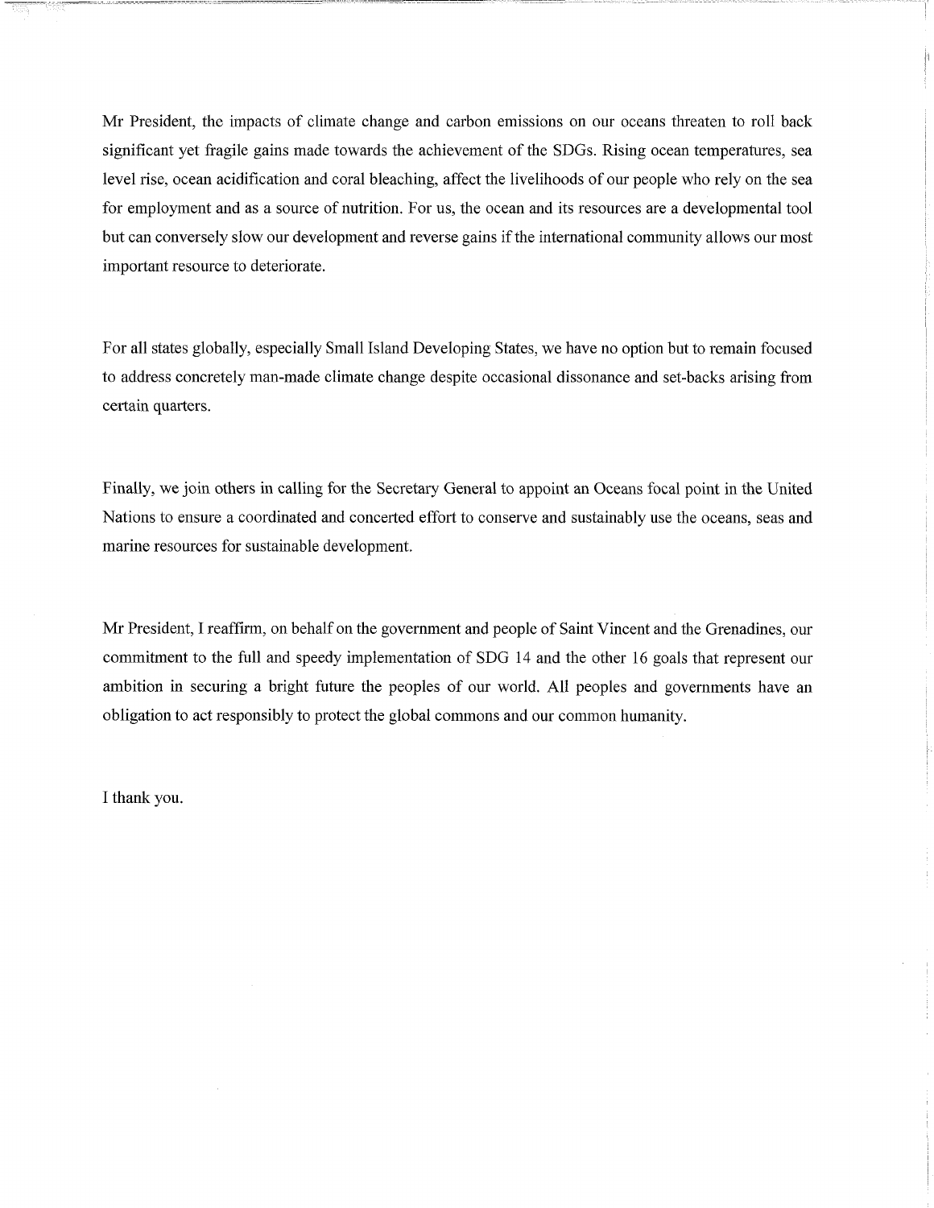Mr President, the impacts of climate change and carbon emissions on our oceans threaten to roll back significant yet fragile gains made towards the achievement of the SDGs. Rising ocean temperatures, sea level rise, ocean acidification and coral bleaching, affect the livelihoods of our people who rely on the sea for employment and as a source of nutrition. For us, the ocean and its resources are a developmental tool but can conversely slow our development and reverse gains if the international community allows our most important resource to deteriorate.

For all states globally, especially Small Island Developing States, we have no option but to remain focused to address concretely man-made climate change despite occasional dissonance and set-backs arising from certain quarters.

Finally, we join others in calling for the Secretary General to appoint an Oceans focal point in the United Nations to ensure a coordinated and concerted effort to conserve and sustainably use the oceans, seas and marine resources for sustainable development.

Mr President, I reaffirm, on behalf on the government and people of Saint Vincent and the Grenadines, our commitment to the full and speedy implementation of SDG 14 and the other 16 goals that represent our ambition in securing a bright future the peoples of our world. All peoples and governments have an obligation to act responsibly to protect the global commons and our common humanity.

I thank you.